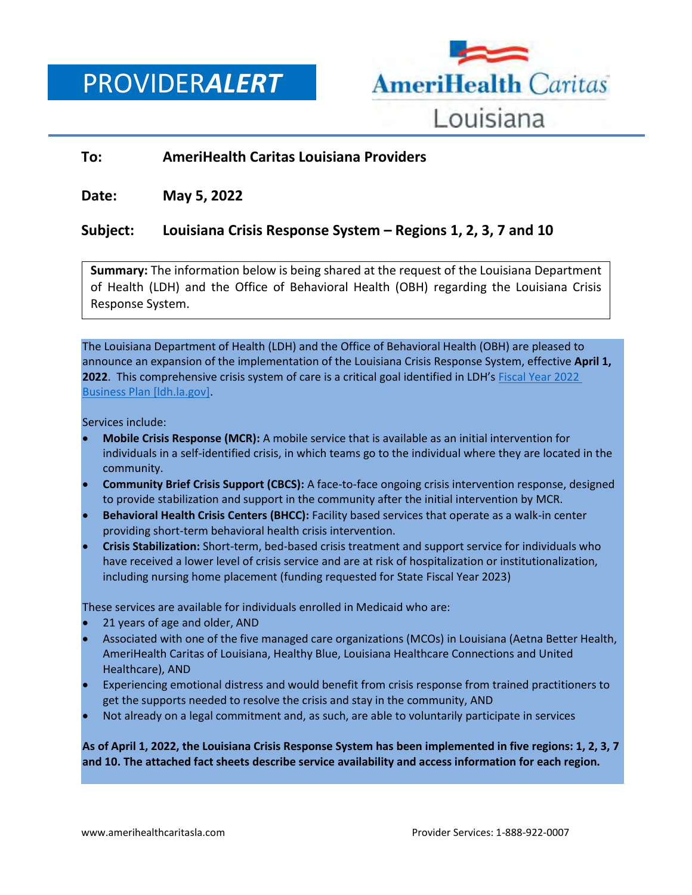# PROVIDER*ALERT*

AmeriHealth Caritas Louisiana

**To:** **AmeriHealth Caritas Louisiana Providers**

**Date:** **May 5, 2022**

**Subject:** **Louisiana Crisis Response System – Regions 1, 2, 3, 7 and 10**

**Summary:** The information below is being shared at the request of the Louisiana Department of Health (LDH) and the Office of Behavioral Health (OBH) regarding the Louisiana Crisis Response System.

The Louisiana Department of Health (LDH) and the Office of Behavioral Health (OBH) are pleased to announce an expansion of the implementation of the Louisiana Crisis Response System, effective **April 1, 2022**. This comprehensive crisis system of care is a critical goal identified in LDH's [Fiscal Year 2022 Business Plan [ldh.la.gov]](ldh.la.gov).

Services include:

- **Mobile Crisis Response (MCR):** A mobile service that is available as an initial intervention for individuals in a self-identified crisis, in which teams go to the individual where they are located in the community.
- **Community Brief Crisis Support (CBCS):** A face-to-face ongoing crisis intervention response, designed to provide stabilization and support in the community after the initial intervention by MCR.
- **Behavioral Health Crisis Centers (BHCC):** Facility based services that operate as a walk-in center providing short-term behavioral health crisis intervention.
- **Crisis Stabilization:** Short-term, bed-based crisis treatment and support service for individuals who have received a lower level of crisis service and are at risk of hospitalization or institutionalization, including nursing home placement (funding requested for State Fiscal Year 2023)

These services are available for individuals enrolled in Medicaid who are:

- 21 years of age and older, AND
- Associated with one of the five managed care organizations (MCOs) in Louisiana (Aetna Better Health, AmeriHealth Caritas of Louisiana, Healthy Blue, Louisiana Healthcare Connections and United Healthcare), AND
- Experiencing emotional distress and would benefit from crisis response from trained practitioners to get the supports needed to resolve the crisis and stay in the community, AND
- Not already on a legal commitment and, as such, are able to voluntarily participate in services

**As of April 1, 2022, the Louisiana Crisis Response System has been implemented in five regions: 1, 2, 3, 7 and 10. The attached fact sheets describe service availability and access information for each region.**

www.amerihealthcaritasla.com Provider Services: 1-888-922-0007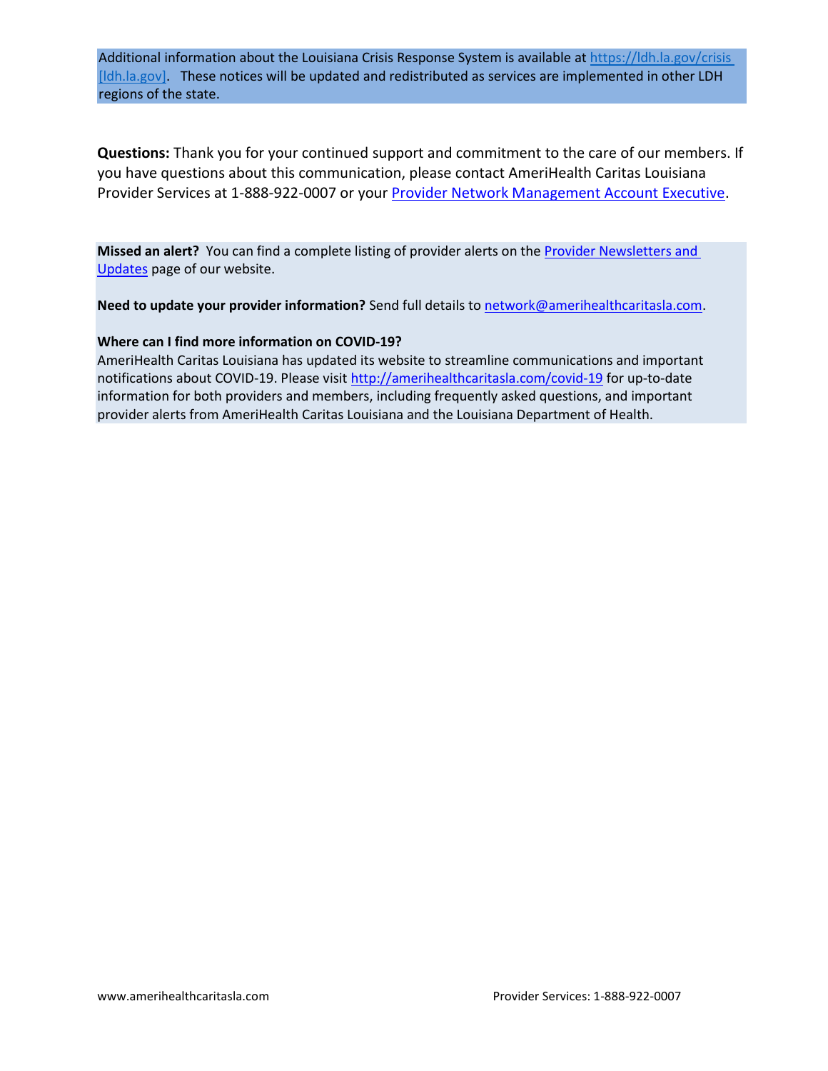Additional information about the Louisiana Crisis Response System is available at [https://ldh.la.gov/crisis [ldh.la.gov]](https://ldh.la.gov/crisis). These notices will be updated and redistributed as services are implemented in other LDH regions of the state.

**Questions:** Thank you for your continued support and commitment to the care of our members. If you have questions about this communication, please contact AmeriHealth Caritas Louisiana Provider Services at 1-888-922-0007 or your Provider Network Management Account Executive.

**Missed an alert?** You can find a complete listing of provider alerts on the Provider Newsletters and Updates page of our website.

**Need to update your provider information?** Send full details to network@amerihealthcaritasla.com.

**Where can I find more information on COVID-19?**
AmeriHealth Caritas Louisiana has updated its website to streamline communications and important notifications about COVID-19. Please visit http://amerihealthcaritasla.com/covid-19 for up-to-date information for both providers and members, including frequently asked questions, and important provider alerts from AmeriHealth Caritas Louisiana and the Louisiana Department of Health.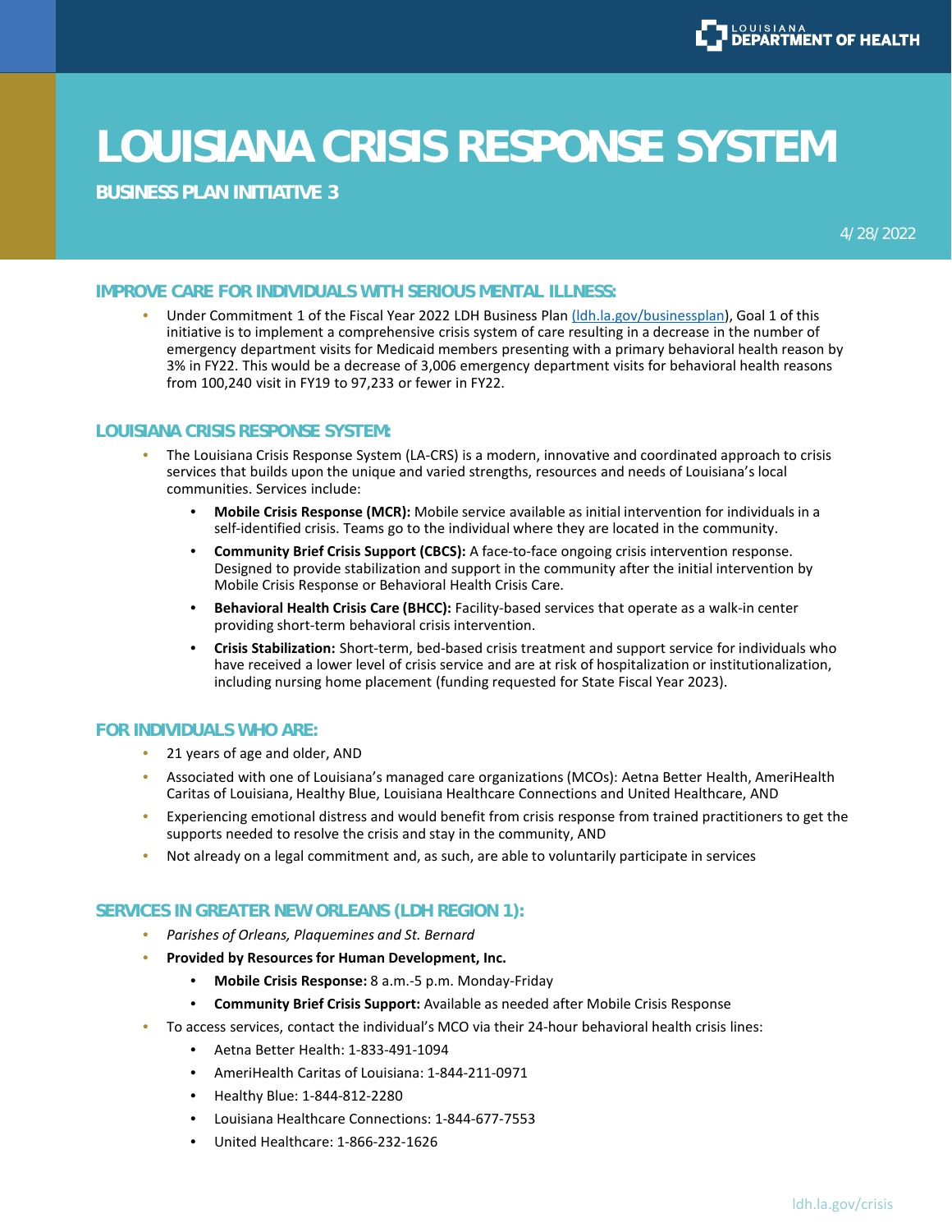# LOUISIANA CRISIS RESPONSE SYSTEM

**BUSINESS PLAN INITIATIVE 3**

4/28/2022

## IMPROVE CARE FOR INDIVIDUALS WITH SERIOUS MENTAL ILLNESS:

- Under Commitment 1 of the Fiscal Year 2022 LDH Business Plan (ldh.la.gov/businessplan), Goal 1 of this initiative is to implement a comprehensive crisis system of care resulting in a decrease in the number of emergency department visits for Medicaid members presenting with a primary behavioral health reason by 3% in FY22. This would be a decrease of 3,006 emergency department visits for behavioral health reasons from 100,240 visit in FY19 to 97,233 or fewer in FY22.

## LOUISIANA CRISIS RESPONSE SYSTEM:

- The Louisiana Crisis Response System (LA-CRS) is a modern, innovative and coordinated approach to crisis services that builds upon the unique and varied strengths, resources and needs of Louisiana's local communities. Services include:
  - **Mobile Crisis Response (MCR):** Mobile service available as initial intervention for individuals in a self-identified crisis. Teams go to the individual where they are located in the community.
  - **Community Brief Crisis Support (CBCS):** A face-to-face ongoing crisis intervention response. Designed to provide stabilization and support in the community after the initial intervention by Mobile Crisis Response or Behavioral Health Crisis Care.
  - **Behavioral Health Crisis Care (BHCC):** Facility-based services that operate as a walk-in center providing short-term behavioral crisis intervention.
  - **Crisis Stabilization:** Short-term, bed-based crisis treatment and support service for individuals who have received a lower level of crisis service and are at risk of hospitalization or institutionalization, including nursing home placement (funding requested for State Fiscal Year 2023).

## FOR INDIVIDUALS WHO ARE:

- 21 years of age and older, AND
- Associated with one of Louisiana's managed care organizations (MCOs): Aetna Better Health, AmeriHealth Caritas of Louisiana, Healthy Blue, Louisiana Healthcare Connections and United Healthcare, AND
- Experiencing emotional distress and would benefit from crisis response from trained practitioners to get the supports needed to resolve the crisis and stay in the community, AND
- Not already on a legal commitment and, as such, are able to voluntarily participate in services

## SERVICES IN GREATER NEW ORLEANS (LDH REGION 1):

- *Parishes of Orleans, Plaquemines and St. Bernard*
- **Provided by Resources for Human Development, Inc.**
  - **Mobile Crisis Response:** 8 a.m.-5 p.m. Monday-Friday
  - **Community Brief Crisis Support:** Available as needed after Mobile Crisis Response
- To access services, contact the individual's MCO via their 24-hour behavioral health crisis lines:
  - Aetna Better Health: 1-833-491-1094
  - AmeriHealth Caritas of Louisiana: 1-844-211-0971
  - Healthy Blue: 1-844-812-2280
  - Louisiana Healthcare Connections: 1-844-677-7553
  - United Healthcare: 1-866-232-1626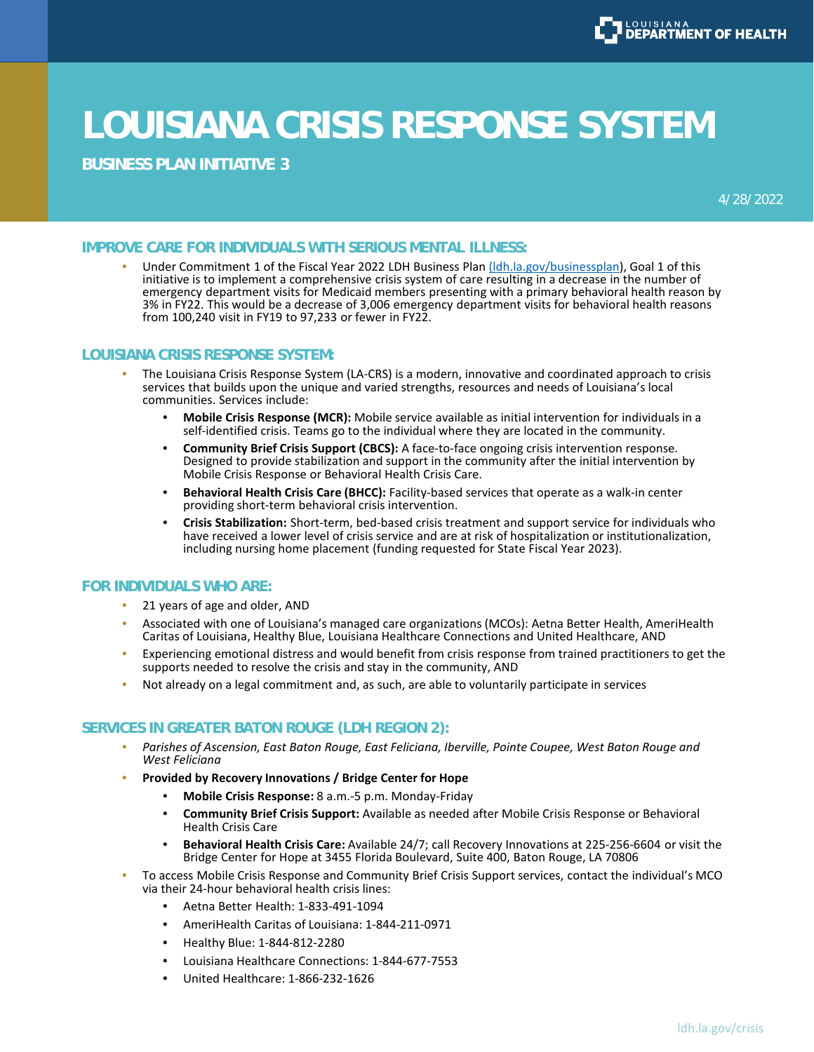LOUISIANA DEPARTMENT OF HEALTH

# LOUISIANA CRISIS RESPONSE SYSTEM

**BUSINESS PLAN INITIATIVE 3**

4/28/2022

## IMPROVE CARE FOR INDIVIDUALS WITH SERIOUS MENTAL ILLNESS:

- Under Commitment 1 of the Fiscal Year 2022 LDH Business Plan (ldh.la.gov/businessplan), Goal 1 of this initiative is to implement a comprehensive crisis system of care resulting in a decrease in the number of emergency department visits for Medicaid members presenting with a primary behavioral health reason by 3% in FY22. This would be a decrease of 3,006 emergency department visits for behavioral health reasons from 100,240 visit in FY19 to 97,233 or fewer in FY22.

## LOUISIANA CRISIS RESPONSE SYSTEM:

- The Louisiana Crisis Response System (LA-CRS) is a modern, innovative and coordinated approach to crisis services that builds upon the unique and varied strengths, resources and needs of Louisiana's local communities. Services include:
  - **Mobile Crisis Response (MCR):** Mobile service available as initial intervention for individuals in a self-identified crisis. Teams go to the individual where they are located in the community.
  - **Community Brief Crisis Support (CBCS):** A face-to-face ongoing crisis intervention response. Designed to provide stabilization and support in the community after the initial intervention by Mobile Crisis Response or Behavioral Health Crisis Care.
  - **Behavioral Health Crisis Care (BHCC):** Facility-based services that operate as a walk-in center providing short-term behavioral crisis intervention.
  - **Crisis Stabilization:** Short-term, bed-based crisis treatment and support service for individuals who have received a lower level of crisis service and are at risk of hospitalization or institutionalization, including nursing home placement (funding requested for State Fiscal Year 2023).

## FOR INDIVIDUALS WHO ARE:

- 21 years of age and older, AND
- Associated with one of Louisiana's managed care organizations (MCOs): Aetna Better Health, AmeriHealth Caritas of Louisiana, Healthy Blue, Louisiana Healthcare Connections and United Healthcare, AND
- Experiencing emotional distress and would benefit from crisis response from trained practitioners to get the supports needed to resolve the crisis and stay in the community, AND
- Not already on a legal commitment and, as such, are able to voluntarily participate in services

## SERVICES IN GREATER BATON ROUGE (LDH REGION 2):

- *Parishes of Ascension, East Baton Rouge, East Feliciana, Iberville, Pointe Coupee, West Baton Rouge and West Feliciana*
- **Provided by Recovery Innovations / Bridge Center for Hope**
  - **Mobile Crisis Response:** 8 a.m.-5 p.m. Monday-Friday
  - **Community Brief Crisis Support:** Available as needed after Mobile Crisis Response or Behavioral Health Crisis Care
  - **Behavioral Health Crisis Care:** Available 24/7; call Recovery Innovations at 225-256-6604 or visit the Bridge Center for Hope at 3455 Florida Boulevard, Suite 400, Baton Rouge, LA 70806
- To access Mobile Crisis Response and Community Brief Crisis Support services, contact the individual's MCO via their 24-hour behavioral health crisis lines:
  - Aetna Better Health: 1-833-491-1094
  - AmeriHealth Caritas of Louisiana: 1-844-211-0971
  - Healthy Blue: 1-844-812-2280
  - Louisiana Healthcare Connections: 1-844-677-7553
  - United Healthcare: 1-866-232-1626

ldh.la.gov/crisis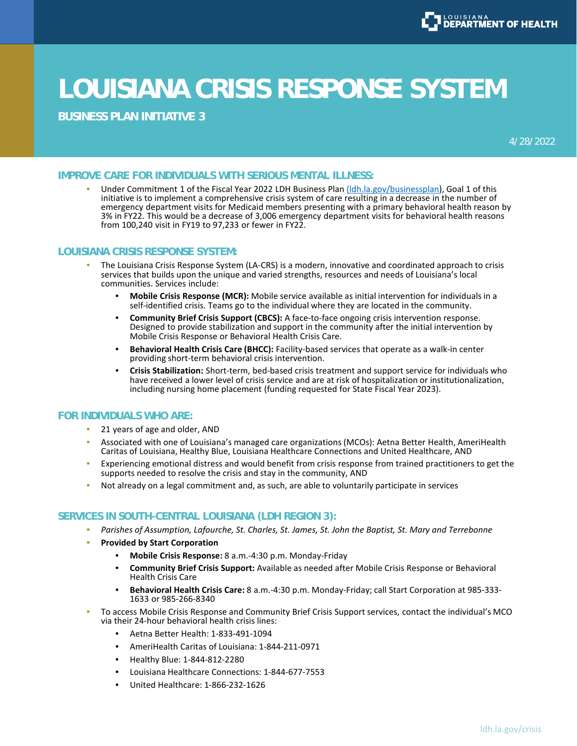LOUISIANA DEPARTMENT OF HEALTH

# LOUISIANA CRISIS RESPONSE SYSTEM

**BUSINESS PLAN INITIATIVE 3**

4/28/2022

## IMPROVE CARE FOR INDIVIDUALS WITH SERIOUS MENTAL ILLNESS:

- Under Commitment 1 of the Fiscal Year 2022 LDH Business Plan (ldh.la.gov/businessplan), Goal 1 of this initiative is to implement a comprehensive crisis system of care resulting in a decrease in the number of emergency department visits for Medicaid members presenting with a primary behavioral health reason by 3% in FY22. This would be a decrease of 3,006 emergency department visits for behavioral health reasons from 100,240 visit in FY19 to 97,233 or fewer in FY22.

## LOUISIANA CRISIS RESPONSE SYSTEM:

- The Louisiana Crisis Response System (LA-CRS) is a modern, innovative and coordinated approach to crisis services that builds upon the unique and varied strengths, resources and needs of Louisiana's local communities. Services include:
  - **Mobile Crisis Response (MCR):** Mobile service available as initial intervention for individuals in a self-identified crisis. Teams go to the individual where they are located in the community.
  - **Community Brief Crisis Support (CBCS):** A face-to-face ongoing crisis intervention response. Designed to provide stabilization and support in the community after the initial intervention by Mobile Crisis Response or Behavioral Health Crisis Care.
  - **Behavioral Health Crisis Care (BHCC):** Facility-based services that operate as a walk-in center providing short-term behavioral crisis intervention.
  - **Crisis Stabilization:** Short-term, bed-based crisis treatment and support service for individuals who have received a lower level of crisis service and are at risk of hospitalization or institutionalization, including nursing home placement (funding requested for State Fiscal Year 2023).

## FOR INDIVIDUALS WHO ARE:

- 21 years of age and older, AND
- Associated with one of Louisiana's managed care organizations (MCOs): Aetna Better Health, AmeriHealth Caritas of Louisiana, Healthy Blue, Louisiana Healthcare Connections and United Healthcare, AND
- Experiencing emotional distress and would benefit from crisis response from trained practitioners to get the supports needed to resolve the crisis and stay in the community, AND
- Not already on a legal commitment and, as such, are able to voluntarily participate in services

## SERVICES IN SOUTH-CENTRAL LOUISIANA (LDH REGION 3):

- *Parishes of Assumption, Lafourche, St. Charles, St. James, St. John the Baptist, St. Mary and Terrebonne*
- **Provided by Start Corporation**
  - **Mobile Crisis Response:** 8 a.m.-4:30 p.m. Monday-Friday
  - **Community Brief Crisis Support:** Available as needed after Mobile Crisis Response or Behavioral Health Crisis Care
  - **Behavioral Health Crisis Care:** 8 a.m.-4:30 p.m. Monday-Friday; call Start Corporation at 985-333-1633 or 985-266-8340
- To access Mobile Crisis Response and Community Brief Crisis Support services, contact the individual's MCO via their 24-hour behavioral health crisis lines:
  - Aetna Better Health: 1-833-491-1094
  - AmeriHealth Caritas of Louisiana: 1-844-211-0971
  - Healthy Blue: 1-844-812-2280
  - Louisiana Healthcare Connections: 1-844-677-7553
  - United Healthcare: 1-866-232-1626

ldh.la.gov/crisis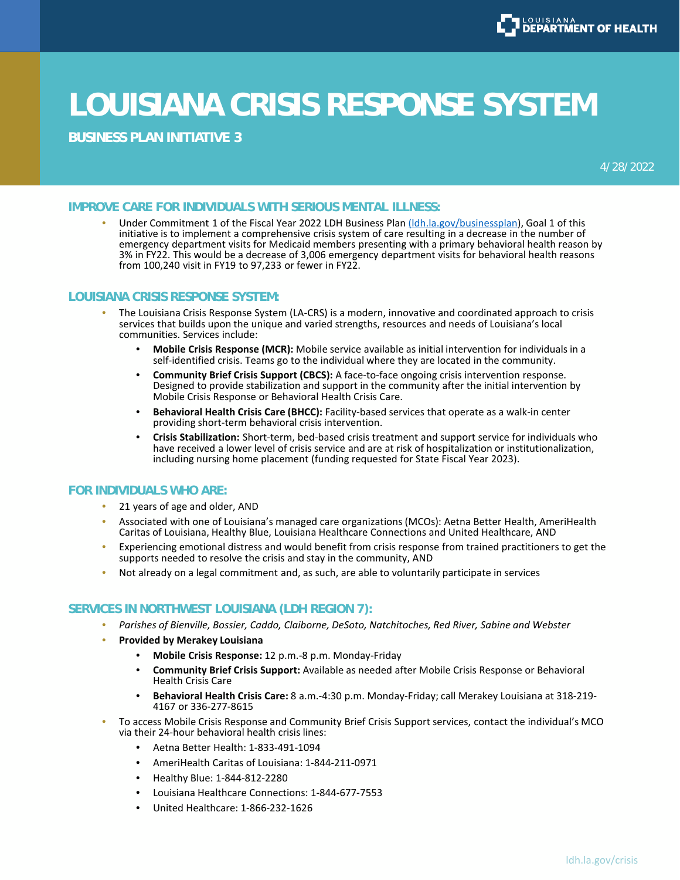# LOUISIANA CRISIS RESPONSE SYSTEM

**BUSINESS PLAN INITIATIVE 3**

4/28/2022

## IMPROVE CARE FOR INDIVIDUALS WITH SERIOUS MENTAL ILLNESS:

- Under Commitment 1 of the Fiscal Year 2022 LDH Business Plan (ldh.la.gov/businessplan), Goal 1 of this initiative is to implement a comprehensive crisis system of care resulting in a decrease in the number of emergency department visits for Medicaid members presenting with a primary behavioral health reason by 3% in FY22. This would be a decrease of 3,006 emergency department visits for behavioral health reasons from 100,240 visit in FY19 to 97,233 or fewer in FY22.

## LOUISIANA CRISIS RESPONSE SYSTEM:

- The Louisiana Crisis Response System (LA-CRS) is a modern, innovative and coordinated approach to crisis services that builds upon the unique and varied strengths, resources and needs of Louisiana's local communities. Services include:
  - **Mobile Crisis Response (MCR):** Mobile service available as initial intervention for individuals in a self-identified crisis. Teams go to the individual where they are located in the community.
  - **Community Brief Crisis Support (CBCS):** A face-to-face ongoing crisis intervention response. Designed to provide stabilization and support in the community after the initial intervention by Mobile Crisis Response or Behavioral Health Crisis Care.
  - **Behavioral Health Crisis Care (BHCC):** Facility-based services that operate as a walk-in center providing short-term behavioral crisis intervention.
  - **Crisis Stabilization:** Short-term, bed-based crisis treatment and support service for individuals who have received a lower level of crisis service and are at risk of hospitalization or institutionalization, including nursing home placement (funding requested for State Fiscal Year 2023).

## FOR INDIVIDUALS WHO ARE:

- 21 years of age and older, AND
- Associated with one of Louisiana's managed care organizations (MCOs): Aetna Better Health, AmeriHealth Caritas of Louisiana, Healthy Blue, Louisiana Healthcare Connections and United Healthcare, AND
- Experiencing emotional distress and would benefit from crisis response from trained practitioners to get the supports needed to resolve the crisis and stay in the community, AND
- Not already on a legal commitment and, as such, are able to voluntarily participate in services

## SERVICES IN NORTHWEST LOUISIANA (LDH REGION 7):

- *Parishes of Bienville, Bossier, Caddo, Claiborne, DeSoto, Natchitoches, Red River, Sabine and Webster*
- **Provided by Merakey Louisiana**
  - **Mobile Crisis Response:** 12 p.m.-8 p.m. Monday-Friday
  - **Community Brief Crisis Support:** Available as needed after Mobile Crisis Response or Behavioral Health Crisis Care
  - **Behavioral Health Crisis Care:** 8 a.m.-4:30 p.m. Monday-Friday; call Merakey Louisiana at 318-219-4167 or 336-277-8615
- To access Mobile Crisis Response and Community Brief Crisis Support services, contact the individual's MCO via their 24-hour behavioral health crisis lines:
  - Aetna Better Health: 1-833-491-1094
  - AmeriHealth Caritas of Louisiana: 1-844-211-0971
  - Healthy Blue: 1-844-812-2280
  - Louisiana Healthcare Connections: 1-844-677-7553
  - United Healthcare: 1-866-232-1626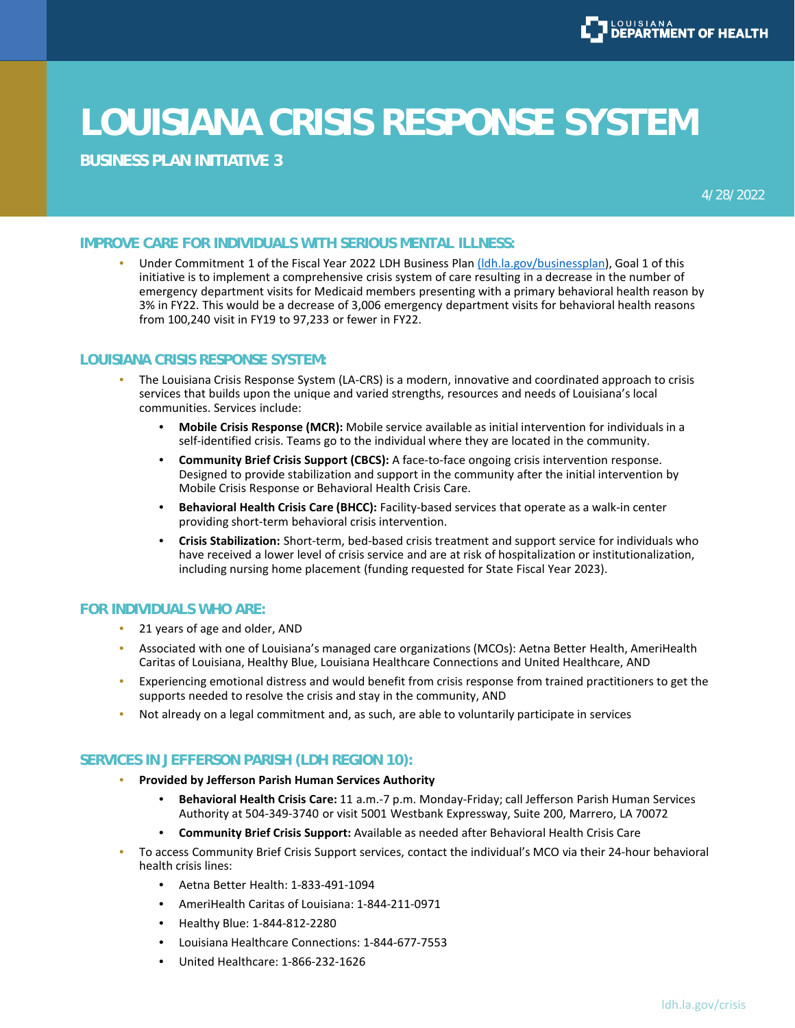LOUISIANA DEPARTMENT OF HEALTH

# LOUISIANA CRISIS RESPONSE SYSTEM

**BUSINESS PLAN INITIATIVE 3**

4/28/2022

## IMPROVE CARE FOR INDIVIDUALS WITH SERIOUS MENTAL ILLNESS:

- Under Commitment 1 of the Fiscal Year 2022 LDH Business Plan (ldh.la.gov/businessplan), Goal 1 of this initiative is to implement a comprehensive crisis system of care resulting in a decrease in the number of emergency department visits for Medicaid members presenting with a primary behavioral health reason by 3% in FY22. This would be a decrease of 3,006 emergency department visits for behavioral health reasons from 100,240 visit in FY19 to 97,233 or fewer in FY22.

## LOUISIANA CRISIS RESPONSE SYSTEM:

- The Louisiana Crisis Response System (LA-CRS) is a modern, innovative and coordinated approach to crisis services that builds upon the unique and varied strengths, resources and needs of Louisiana's local communities. Services include:
  - **Mobile Crisis Response (MCR):** Mobile service available as initial intervention for individuals in a self-identified crisis. Teams go to the individual where they are located in the community.
  - **Community Brief Crisis Support (CBCS):** A face-to-face ongoing crisis intervention response. Designed to provide stabilization and support in the community after the initial intervention by Mobile Crisis Response or Behavioral Health Crisis Care.
  - **Behavioral Health Crisis Care (BHCC):** Facility-based services that operate as a walk-in center providing short-term behavioral crisis intervention.
  - **Crisis Stabilization:** Short-term, bed-based crisis treatment and support service for individuals who have received a lower level of crisis service and are at risk of hospitalization or institutionalization, including nursing home placement (funding requested for State Fiscal Year 2023).

## FOR INDIVIDUALS WHO ARE:

- 21 years of age and older, AND
- Associated with one of Louisiana's managed care organizations (MCOs): Aetna Better Health, AmeriHealth Caritas of Louisiana, Healthy Blue, Louisiana Healthcare Connections and United Healthcare, AND
- Experiencing emotional distress and would benefit from crisis response from trained practitioners to get the supports needed to resolve the crisis and stay in the community, AND
- Not already on a legal commitment and, as such, are able to voluntarily participate in services

## SERVICES IN JEFFERSON PARISH (LDH REGION 10):

- **Provided by Jefferson Parish Human Services Authority**
  - **Behavioral Health Crisis Care:** 11 a.m.-7 p.m. Monday-Friday; call Jefferson Parish Human Services Authority at 504-349-3740 or visit 5001 Westbank Expressway, Suite 200, Marrero, LA 70072
  - **Community Brief Crisis Support:** Available as needed after Behavioral Health Crisis Care
- To access Community Brief Crisis Support services, contact the individual's MCO via their 24-hour behavioral health crisis lines:
  - Aetna Better Health: 1-833-491-1094
  - AmeriHealth Caritas of Louisiana: 1-844-211-0971
  - Healthy Blue: 1-844-812-2280
  - Louisiana Healthcare Connections: 1-844-677-7553
  - United Healthcare: 1-866-232-1626

ldh.la.gov/crisis